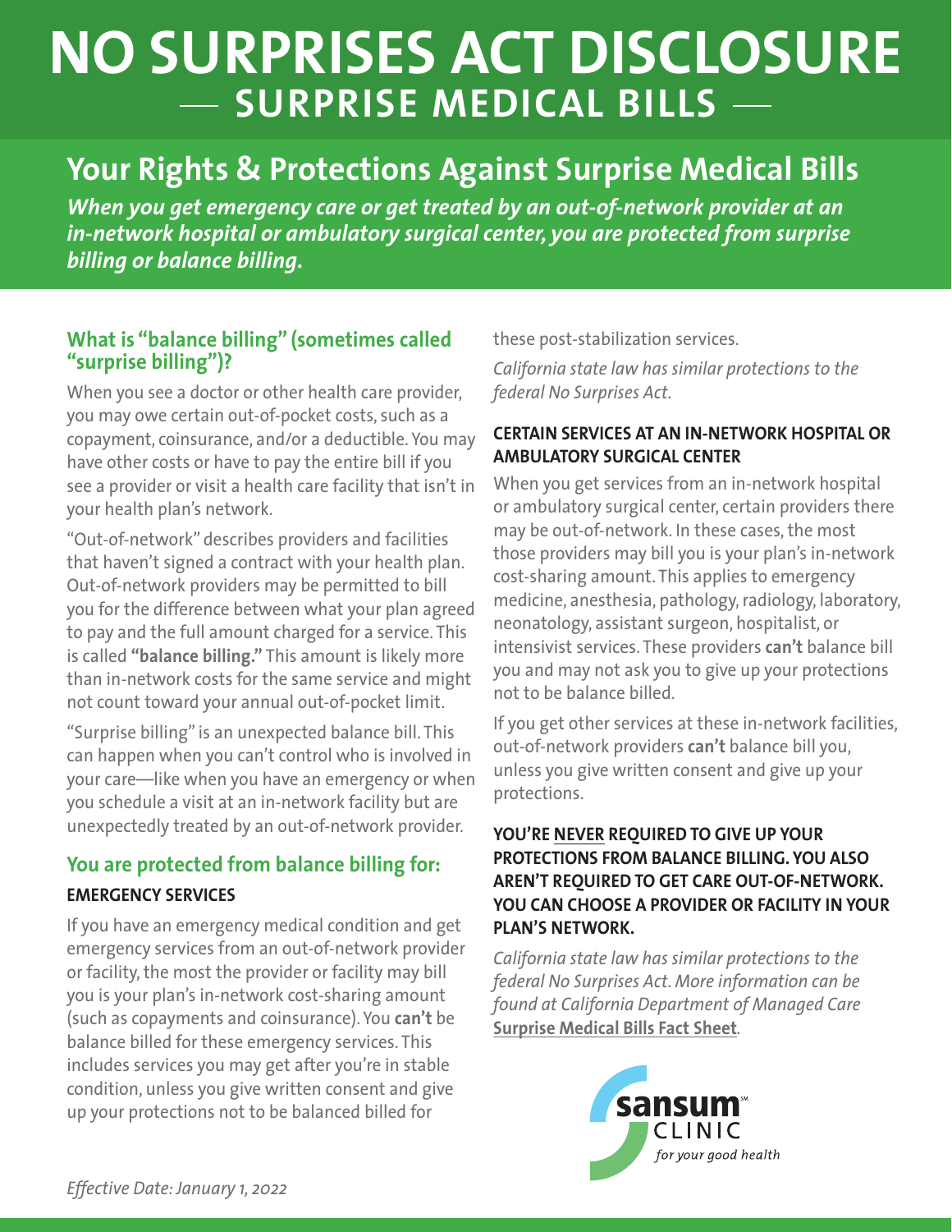# NO SURPRISES ACT DISCLOSURE

## — SURPRISE MEDICAL BILLS —

## Your Rights & Protections Against Surprise Medical Bills

***When you get emergency care or get treated by an out-of-network provider at an in-network hospital or ambulatory surgical center, you are protected from surprise billing or balance billing.***

### What is "balance billing" (sometimes called "surprise billing")?

When you see a doctor or other health care provider, you may owe certain out-of-pocket costs, such as a copayment, coinsurance, and/or a deductible. You may have other costs or have to pay the entire bill if you see a provider or visit a health care facility that isn't in your health plan's network.

"Out-of-network" describes providers and facilities that haven't signed a contract with your health plan. Out-of-network providers may be permitted to bill you for the difference between what your plan agreed to pay and the full amount charged for a service. This is called **"balance billing."** This amount is likely more than in-network costs for the same service and might not count toward your annual out-of-pocket limit.

"Surprise billing" is an unexpected balance bill. This can happen when you can't control who is involved in your care—like when you have an emergency or when you schedule a visit at an in-network facility but are unexpectedly treated by an out-of-network provider.

### You are protected from balance billing for:

**EMERGENCY SERVICES**

If you have an emergency medical condition and get emergency services from an out-of-network provider or facility, the most the provider or facility may bill you is your plan's in-network cost-sharing amount (such as copayments and coinsurance). You **can't** be balance billed for these emergency services. This includes services you may get after you're in stable condition, unless you give written consent and give up your protections not to be balanced billed for these post-stabilization services.

*California state law has similar protections to the federal No Surprises Act.*

**CERTAIN SERVICES AT AN IN-NETWORK HOSPITAL OR AMBULATORY SURGICAL CENTER**

When you get services from an in-network hospital or ambulatory surgical center, certain providers there may be out-of-network. In these cases, the most those providers may bill you is your plan's in-network cost-sharing amount. This applies to emergency medicine, anesthesia, pathology, radiology, laboratory, neonatology, assistant surgeon, hospitalist, or intensivist services. These providers **can't** balance bill you and may not ask you to give up your protections not to be balance billed.

If you get other services at these in-network facilities, out-of-network providers **can't** balance bill you, unless you give written consent and give up your protections.

**YOU'RE NEVER REQUIRED TO GIVE UP YOUR PROTECTIONS FROM BALANCE BILLING. YOU ALSO AREN'T REQUIRED TO GET CARE OUT-OF-NETWORK. YOU CAN CHOOSE A PROVIDER OR FACILITY IN YOUR PLAN'S NETWORK.**

*California state law has similar protections to the federal No Surprises Act. More information can be found at California Department of Managed Care* **Surprise Medical Bills Fact Sheet**.

sansum CLINIC
*for your good health*

*Effective Date: January 1, 2022*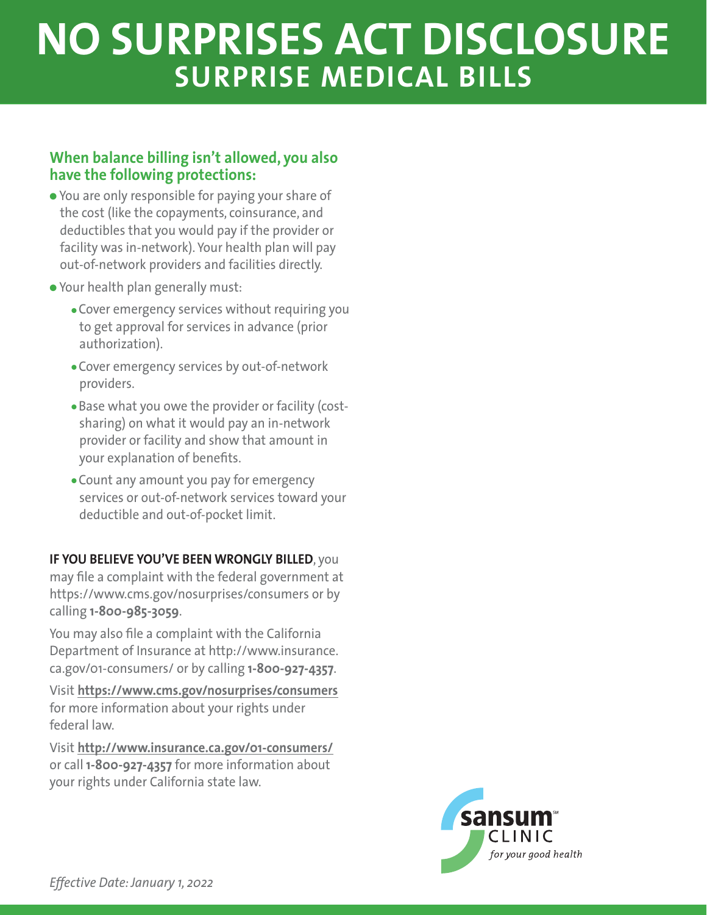# NO SURPRISES ACT DISCLOSURE
## SURPRISE MEDICAL BILLS

### When balance billing isn't allowed, you also have the following protections:

- You are only responsible for paying your share of the cost (like the copayments, coinsurance, and deductibles that you would pay if the provider or facility was in-network). Your health plan will pay out-of-network providers and facilities directly.
- Your health plan generally must:
  - Cover emergency services without requiring you to get approval for services in advance (prior authorization).
  - Cover emergency services by out-of-network providers.
  - Base what you owe the provider or facility (cost-sharing) on what it would pay an in-network provider or facility and show that amount in your explanation of benefits.
  - Count any amount you pay for emergency services or out-of-network services toward your deductible and out-of-pocket limit.

**IF YOU BELIEVE YOU'VE BEEN WRONGLY BILLED**, you may file a complaint with the federal government at https://www.cms.gov/nosurprises/consumers or by calling **1-800-985-3059**.

You may also file a complaint with the California Department of Insurance at http://www.insurance.ca.gov/01-consumers/ or by calling **1-800-927-4357**.

Visit **https://www.cms.gov/nosurprises/consumers** for more information about your rights under federal law.

Visit **http://www.insurance.ca.gov/01-consumers/** or call **1-800-927-4357** for more information about your rights under California state law.

sansum CLINIC *for your good health*

*Effective Date: January 1, 2022*